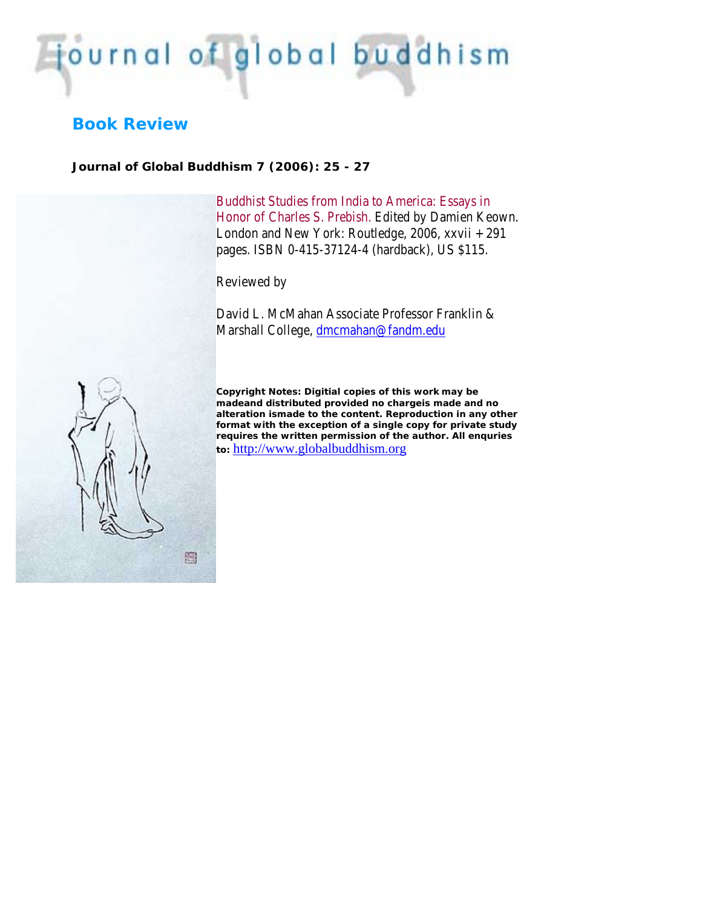# journal of global buddhism

## Book Review

**Journal of Global Buddhism 7 (2006): 25 - 27**

Buddhist Studies from India to America: Essays in Honor of Charles S. Prebish. Edited by Damien Keown. London and New York: Routledge, 2006, xxvii + 291 pages. ISBN 0-415-37124-4 (hardback), US $115.

Reviewed by

David L. McMahan Associate Professor Franklin & Marshall College, dmcmahan@fandm.edu

**Copyright Notes: Digitial copies of this work may be madeand distributed provided no chargeis made and no alteration ismade to the content. Reproduction in any other format with the exception of a single copy for private study requires the written permission of the author. All enquries to:** http://www.globalbuddhism.org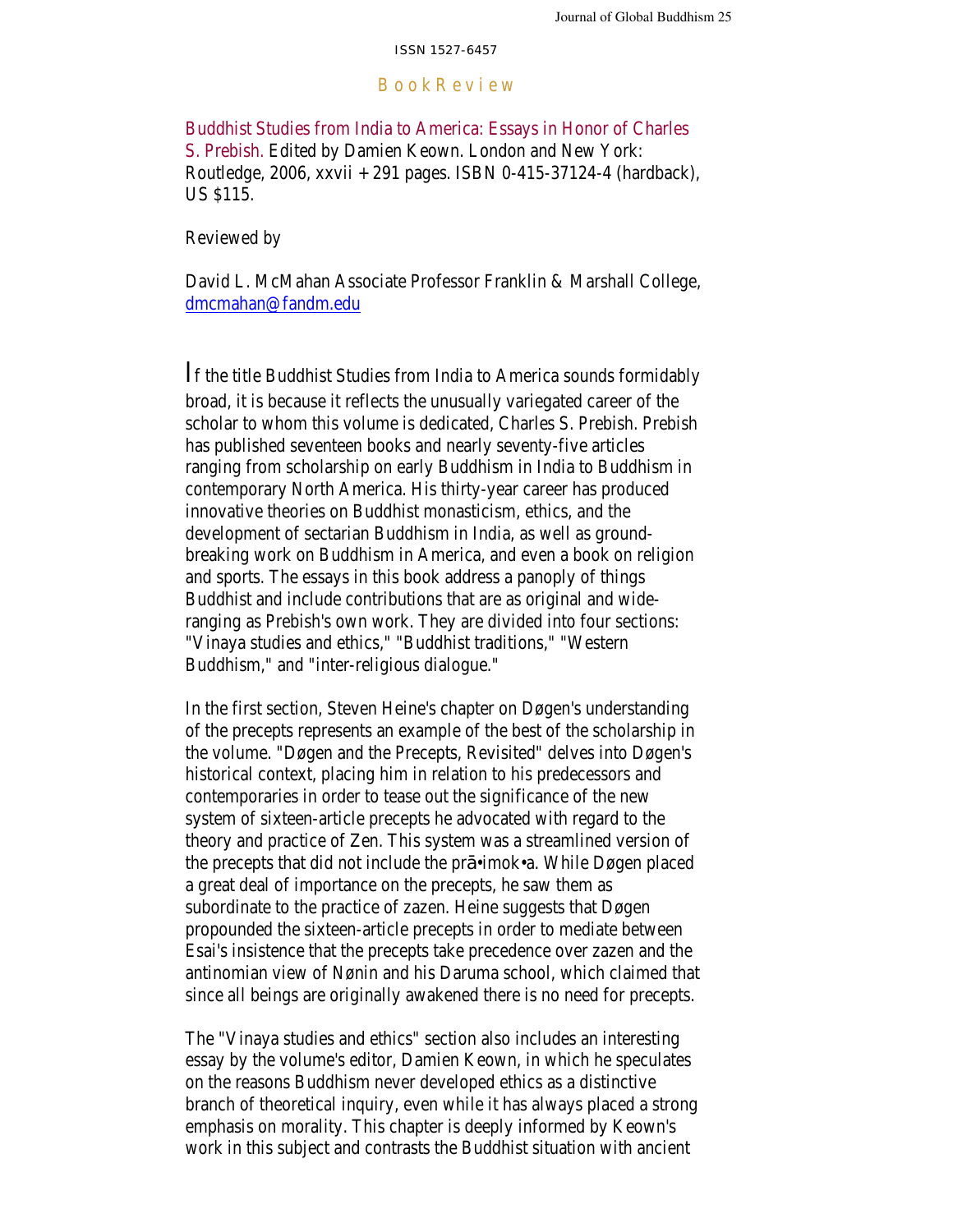ISSN 1527-6457

## Book Review

Buddhist Studies from India to America: Essays in Honor of Charles S. Prebish. Edited by Damien Keown. London and New York: Routledge, 2006, xxvii + 291 pages. ISBN 0-415-37124-4 (hardback), US $115.

Reviewed by

David L. McMahan Associate Professor Franklin & Marshall College, dmcmahan@fandm.edu

If the title Buddhist Studies from India to America sounds formidably broad, it is because it reflects the unusually variegated career of the scholar to whom this volume is dedicated, Charles S. Prebish. Prebish has published seventeen books and nearly seventy-five articles ranging from scholarship on early Buddhism in India to Buddhism in contemporary North America. His thirty-year career has produced innovative theories on Buddhist monasticism, ethics, and the development of sectarian Buddhism in India, as well as ground-breaking work on Buddhism in America, and even a book on religion and sports. The essays in this book address a panoply of things Buddhist and include contributions that are as original and wide-ranging as Prebish's own work. They are divided into four sections: "Vinaya studies and ethics," "Buddhist traditions," "Western Buddhism," and "inter-religious dialogue."

In the first section, Steven Heine's chapter on Døgen's understanding of the precepts represents an example of the best of the scholarship in the volume. "Døgen and the Precepts, Revisited" delves into Døgen's historical context, placing him in relation to his predecessors and contemporaries in order to tease out the significance of the new system of sixteen-article precepts he advocated with regard to the theory and practice of Zen. This system was a streamlined version of the precepts that did not include the prā•imok•a. While Døgen placed a great deal of importance on the precepts, he saw them as subordinate to the practice of zazen. Heine suggests that Døgen propounded the sixteen-article precepts in order to mediate between Esai's insistence that the precepts take precedence over zazen and the antinomian view of Nønin and his Daruma school, which claimed that since all beings are originally awakened there is no need for precepts.

The "Vinaya studies and ethics" section also includes an interesting essay by the volume's editor, Damien Keown, in which he speculates on the reasons Buddhism never developed ethics as a distinctive branch of theoretical inquiry, even while it has always placed a strong emphasis on morality. This chapter is deeply informed by Keown's work in this subject and contrasts the Buddhist situation with ancient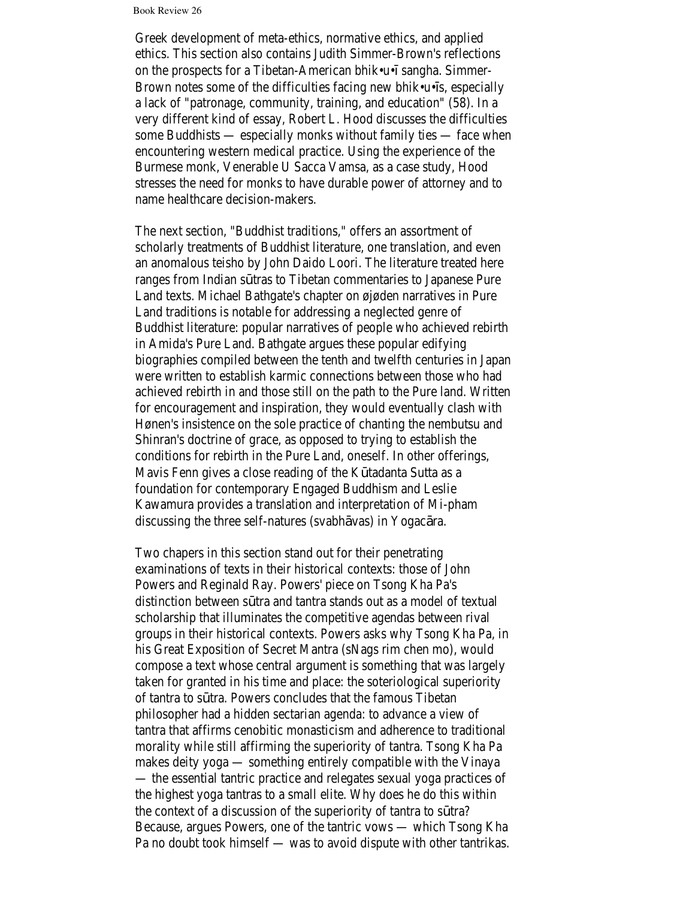Greek development of meta-ethics, normative ethics, and applied ethics. This section also contains Judith Simmer-Brown's reflections on the prospects for a Tibetan-American bhik•u•ī sangha. Simmer-Brown notes some of the difficulties facing new bhik•u•īs, especially a lack of "patronage, community, training, and education" (58). In a very different kind of essay, Robert L. Hood discusses the difficulties some Buddhists — especially monks without family ties — face when encountering western medical practice. Using the experience of the Burmese monk, Venerable U Sacca Vamsa, as a case study, Hood stresses the need for monks to have durable power of attorney and to name healthcare decision-makers.

The next section, "Buddhist traditions," offers an assortment of scholarly treatments of Buddhist literature, one translation, and even an anomalous teisho by John Daido Loori. The literature treated here ranges from Indian sūtras to Tibetan commentaries to Japanese Pure Land texts. Michael Bathgate's chapter on øjøden narratives in Pure Land traditions is notable for addressing a neglected genre of Buddhist literature: popular narratives of people who achieved rebirth in Amida's Pure Land. Bathgate argues these popular edifying biographies compiled between the tenth and twelfth centuries in Japan were written to establish karmic connections between those who had achieved rebirth in and those still on the path to the Pure land. Written for encouragement and inspiration, they would eventually clash with Hønen's insistence on the sole practice of chanting the nembutsu and Shinran's doctrine of grace, as opposed to trying to establish the conditions for rebirth in the Pure Land, oneself. In other offerings, Mavis Fenn gives a close reading of the Kūtadanta Sutta as a foundation for contemporary Engaged Buddhism and Leslie Kawamura provides a translation and interpretation of Mi-pham discussing the three self-natures (svabhāvas) in Yogacāra.

Two chapers in this section stand out for their penetrating examinations of texts in their historical contexts: those of John Powers and Reginald Ray. Powers' piece on Tsong Kha Pa's distinction between sūtra and tantra stands out as a model of textual scholarship that illuminates the competitive agendas between rival groups in their historical contexts. Powers asks why Tsong Kha Pa, in his Great Exposition of Secret Mantra (sNags rim chen mo), would compose a text whose central argument is something that was largely taken for granted in his time and place: the soteriological superiority of tantra to sūtra. Powers concludes that the famous Tibetan philosopher had a hidden sectarian agenda: to advance a view of tantra that affirms cenobitic monasticism and adherence to traditional morality while still affirming the superiority of tantra. Tsong Kha Pa makes deity yoga — something entirely compatible with the Vinaya — the essential tantric practice and relegates sexual yoga practices of the highest yoga tantras to a small elite. Why does he do this within the context of a discussion of the superiority of tantra to sūtra? Because, argues Powers, one of the tantric vows — which Tsong Kha Pa no doubt took himself — was to avoid dispute with other tantrikas.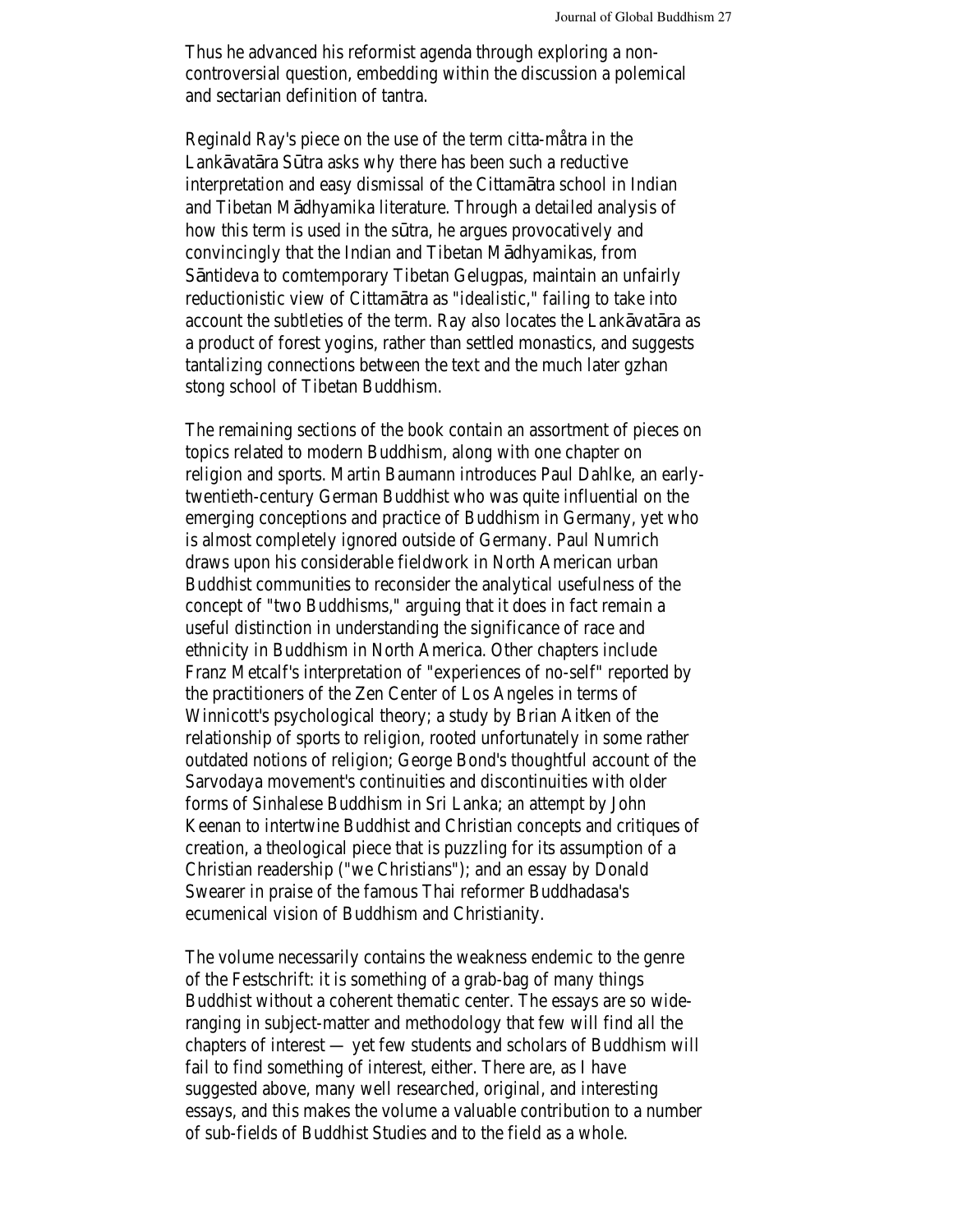Thus he advanced his reformist agenda through exploring a non-controversial question, embedding within the discussion a polemical and sectarian definition of tantra.

Reginald Ray's piece on the use of the term citta-måtra in the Lankāvatāra Sūtra asks why there has been such a reductive interpretation and easy dismissal of the Cittamātra school in Indian and Tibetan Mādhyamika literature. Through a detailed analysis of how this term is used in the sūtra, he argues provocatively and convincingly that the Indian and Tibetan Mādhyamikas, from Sāntideva to comtemporary Tibetan Gelugpas, maintain an unfairly reductionistic view of Cittamātra as "idealistic," failing to take into account the subtleties of the term. Ray also locates the Lankāvatāra as a product of forest yogins, rather than settled monastics, and suggests tantalizing connections between the text and the much later gzhan stong school of Tibetan Buddhism.

The remaining sections of the book contain an assortment of pieces on topics related to modern Buddhism, along with one chapter on religion and sports. Martin Baumann introduces Paul Dahlke, an early-twentieth-century German Buddhist who was quite influential on the emerging conceptions and practice of Buddhism in Germany, yet who is almost completely ignored outside of Germany. Paul Numrich draws upon his considerable fieldwork in North American urban Buddhist communities to reconsider the analytical usefulness of the concept of "two Buddhisms," arguing that it does in fact remain a useful distinction in understanding the significance of race and ethnicity in Buddhism in North America. Other chapters include Franz Metcalf's interpretation of "experiences of no-self" reported by the practitioners of the Zen Center of Los Angeles in terms of Winnicott's psychological theory; a study by Brian Aitken of the relationship of sports to religion, rooted unfortunately in some rather outdated notions of religion; George Bond's thoughtful account of the Sarvodaya movement's continuities and discontinuities with older forms of Sinhalese Buddhism in Sri Lanka; an attempt by John Keenan to intertwine Buddhist and Christian concepts and critiques of creation, a theological piece that is puzzling for its assumption of a Christian readership ("we Christians"); and an essay by Donald Swearer in praise of the famous Thai reformer Buddhadasa's ecumenical vision of Buddhism and Christianity.

The volume necessarily contains the weakness endemic to the genre of the Festschrift: it is something of a grab-bag of many things Buddhist without a coherent thematic center. The essays are so wide-ranging in subject-matter and methodology that few will find all the chapters of interest — yet few students and scholars of Buddhism will fail to find something of interest, either. There are, as I have suggested above, many well researched, original, and interesting essays, and this makes the volume a valuable contribution to a number of sub-fields of Buddhist Studies and to the field as a whole.